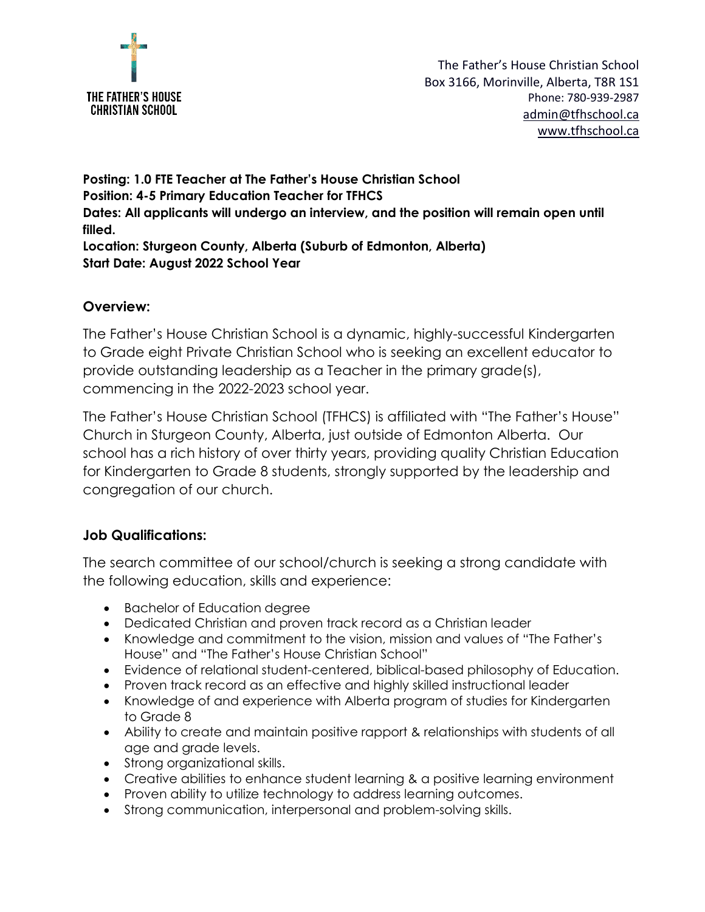THE FATHER'S HOUSE CHRISTIAN SCHOOL

The Father's House Christian School
Box 3166, Morinville, Alberta, T8R 1S1
Phone: 780-939-2987
admin@tfhschool.ca
www.tfhschool.ca

**Posting: 1.0 FTE Teacher at The Father's House Christian School**
**Position: 4-5 Primary Education Teacher for TFHCS**
**Dates: All applicants will undergo an interview, and the position will remain open until filled.**
**Location: Sturgeon County, Alberta (Suburb of Edmonton, Alberta)**
**Start Date: August 2022 School Year**

## Overview:

The Father's House Christian School is a dynamic, highly-successful Kindergarten to Grade eight Private Christian School who is seeking an excellent educator to provide outstanding leadership as a Teacher in the primary grade(s), commencing in the 2022-2023 school year.

The Father's House Christian School (TFHCS) is affiliated with "The Father's House" Church in Sturgeon County, Alberta, just outside of Edmonton Alberta. Our school has a rich history of over thirty years, providing quality Christian Education for Kindergarten to Grade 8 students, strongly supported by the leadership and congregation of our church.

## Job Qualifications:

The search committee of our school/church is seeking a strong candidate with the following education, skills and experience:

- Bachelor of Education degree
- Dedicated Christian and proven track record as a Christian leader
- Knowledge and commitment to the vision, mission and values of "The Father's House" and "The Father's House Christian School"
- Evidence of relational student-centered, biblical-based philosophy of Education.
- Proven track record as an effective and highly skilled instructional leader
- Knowledge of and experience with Alberta program of studies for Kindergarten to Grade 8
- Ability to create and maintain positive rapport & relationships with students of all age and grade levels.
- Strong organizational skills.
- Creative abilities to enhance student learning & a positive learning environment
- Proven ability to utilize technology to address learning outcomes.
- Strong communication, interpersonal and problem-solving skills.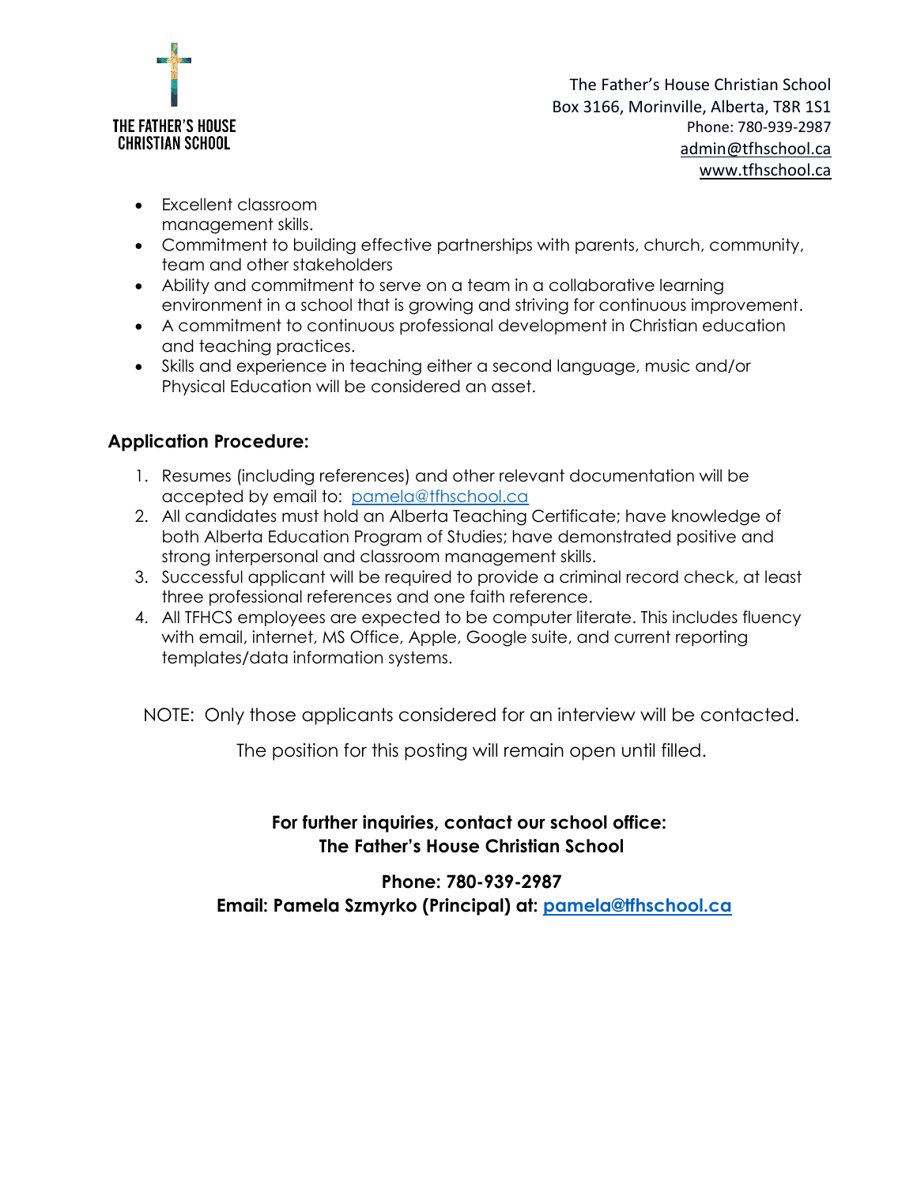- Excellent classroom management skills.
- Commitment to building effective partnerships with parents, church, community, team and other stakeholders
- Ability and commitment to serve on a team in a collaborative learning environment in a school that is growing and striving for continuous improvement.
- A commitment to continuous professional development in Christian education and teaching practices.
- Skills and experience in teaching either a second language, music and/or Physical Education will be considered an asset.

### Application Procedure:

1. Resumes (including references) and other relevant documentation will be accepted by email to: pamela@tfhschool.ca
2. All candidates must hold an Alberta Teaching Certificate; have knowledge of both Alberta Education Program of Studies; have demonstrated positive and strong interpersonal and classroom management skills.
3. Successful applicant will be required to provide a criminal record check, at least three professional references and one faith reference.
4. All TFHCS employees are expected to be computer literate. This includes fluency with email, internet, MS Office, Apple, Google suite, and current reporting templates/data information systems.

NOTE: Only those applicants considered for an interview will be contacted.

The position for this posting will remain open until filled.

**For further inquiries, contact our school office:**
**The Father's House Christian School**

**Phone: 780-939-2987**
**Email: Pamela Szmyrko (Principal) at: pamela@tfhschool.ca**